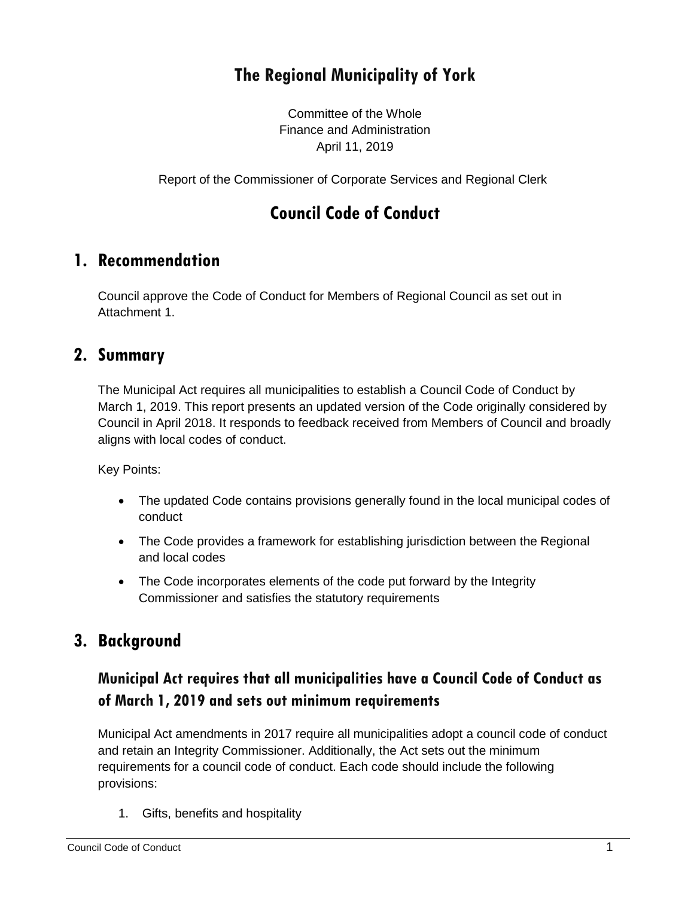# The Regional Municipality of York

Committee of the Whole
Finance and Administration
April 11, 2019

Report of the Commissioner of Corporate Services and Regional Clerk

# Council Code of Conduct

## 1. Recommendation

Council approve the Code of Conduct for Members of Regional Council as set out in Attachment 1.

## 2. Summary

The Municipal Act requires all municipalities to establish a Council Code of Conduct by March 1, 2019. This report presents an updated version of the Code originally considered by Council in April 2018. It responds to feedback received from Members of Council and broadly aligns with local codes of conduct.

Key Points:

- The updated Code contains provisions generally found in the local municipal codes of conduct
- The Code provides a framework for establishing jurisdiction between the Regional and local codes
- The Code incorporates elements of the code put forward by the Integrity Commissioner and satisfies the statutory requirements

## 3. Background

### Municipal Act requires that all municipalities have a Council Code of Conduct as of March 1, 2019 and sets out minimum requirements

Municipal Act amendments in 2017 require all municipalities adopt a council code of conduct and retain an Integrity Commissioner. Additionally, the Act sets out the minimum requirements for a council code of conduct. Each code should include the following provisions:

1. Gifts, benefits and hospitality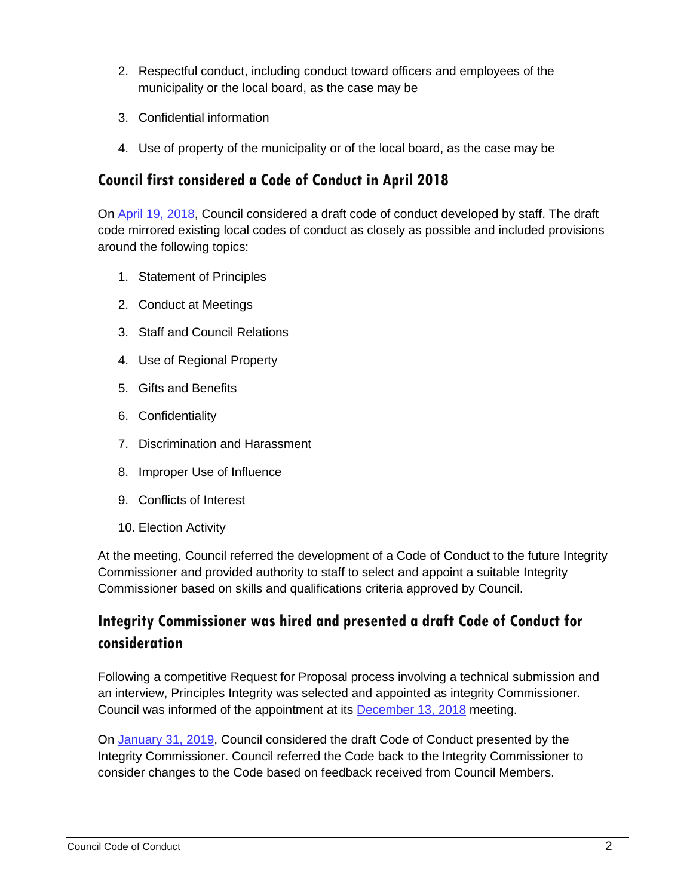2. Respectful conduct, including conduct toward officers and employees of the municipality or the local board, as the case may be

3. Confidential information

4. Use of property of the municipality or of the local board, as the case may be

## Council first considered a Code of Conduct in April 2018

On April 19, 2018, Council considered a draft code of conduct developed by staff. The draft code mirrored existing local codes of conduct as closely as possible and included provisions around the following topics:

1. Statement of Principles
2. Conduct at Meetings
3. Staff and Council Relations
4. Use of Regional Property
5. Gifts and Benefits
6. Confidentiality
7. Discrimination and Harassment
8. Improper Use of Influence
9. Conflicts of Interest
10. Election Activity

At the meeting, Council referred the development of a Code of Conduct to the future Integrity Commissioner and provided authority to staff to select and appoint a suitable Integrity Commissioner based on skills and qualifications criteria approved by Council.

## Integrity Commissioner was hired and presented a draft Code of Conduct for consideration

Following a competitive Request for Proposal process involving a technical submission and an interview, Principles Integrity was selected and appointed as integrity Commissioner. Council was informed of the appointment at its December 13, 2018 meeting.

On January 31, 2019, Council considered the draft Code of Conduct presented by the Integrity Commissioner. Council referred the Code back to the Integrity Commissioner to consider changes to the Code based on feedback received from Council Members.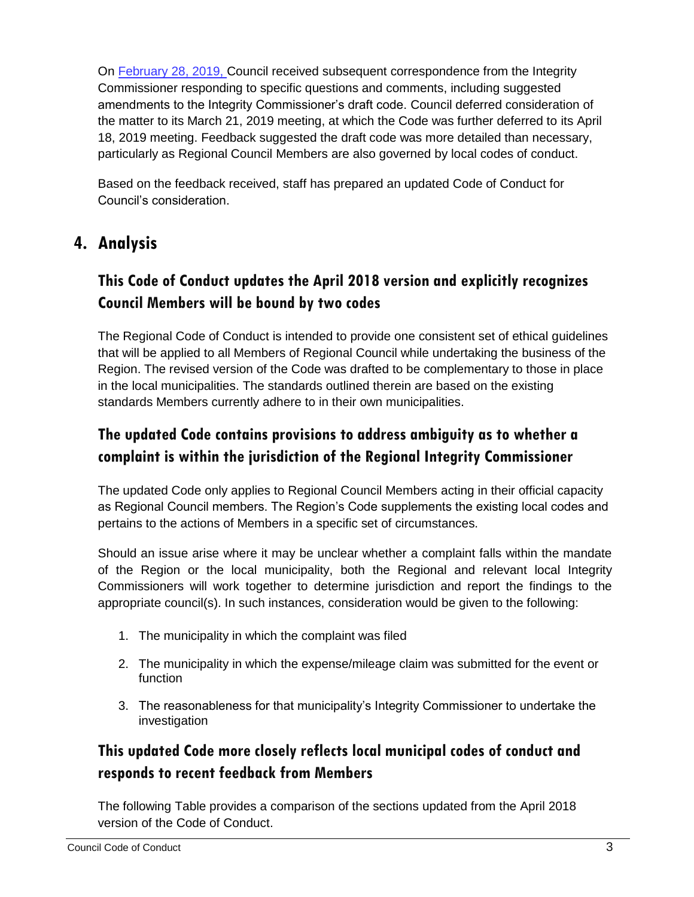On [February 28, 2019,](#) Council received subsequent correspondence from the Integrity Commissioner responding to specific questions and comments, including suggested amendments to the Integrity Commissioner's draft code. Council deferred consideration of the matter to its March 21, 2019 meeting, at which the Code was further deferred to its April 18, 2019 meeting. Feedback suggested the draft code was more detailed than necessary, particularly as Regional Council Members are also governed by local codes of conduct.

Based on the feedback received, staff has prepared an updated Code of Conduct for Council's consideration.

## 4. Analysis

### This Code of Conduct updates the April 2018 version and explicitly recognizes Council Members will be bound by two codes

The Regional Code of Conduct is intended to provide one consistent set of ethical guidelines that will be applied to all Members of Regional Council while undertaking the business of the Region. The revised version of the Code was drafted to be complementary to those in place in the local municipalities. The standards outlined therein are based on the existing standards Members currently adhere to in their own municipalities.

### The updated Code contains provisions to address ambiguity as to whether a complaint is within the jurisdiction of the Regional Integrity Commissioner

The updated Code only applies to Regional Council Members acting in their official capacity as Regional Council members. The Region's Code supplements the existing local codes and pertains to the actions of Members in a specific set of circumstances.

Should an issue arise where it may be unclear whether a complaint falls within the mandate of the Region or the local municipality, both the Regional and relevant local Integrity Commissioners will work together to determine jurisdiction and report the findings to the appropriate council(s). In such instances, consideration would be given to the following:

1. The municipality in which the complaint was filed
2. The municipality in which the expense/mileage claim was submitted for the event or function
3. The reasonableness for that municipality's Integrity Commissioner to undertake the investigation

### This updated Code more closely reflects local municipal codes of conduct and responds to recent feedback from Members

The following Table provides a comparison of the sections updated from the April 2018 version of the Code of Conduct.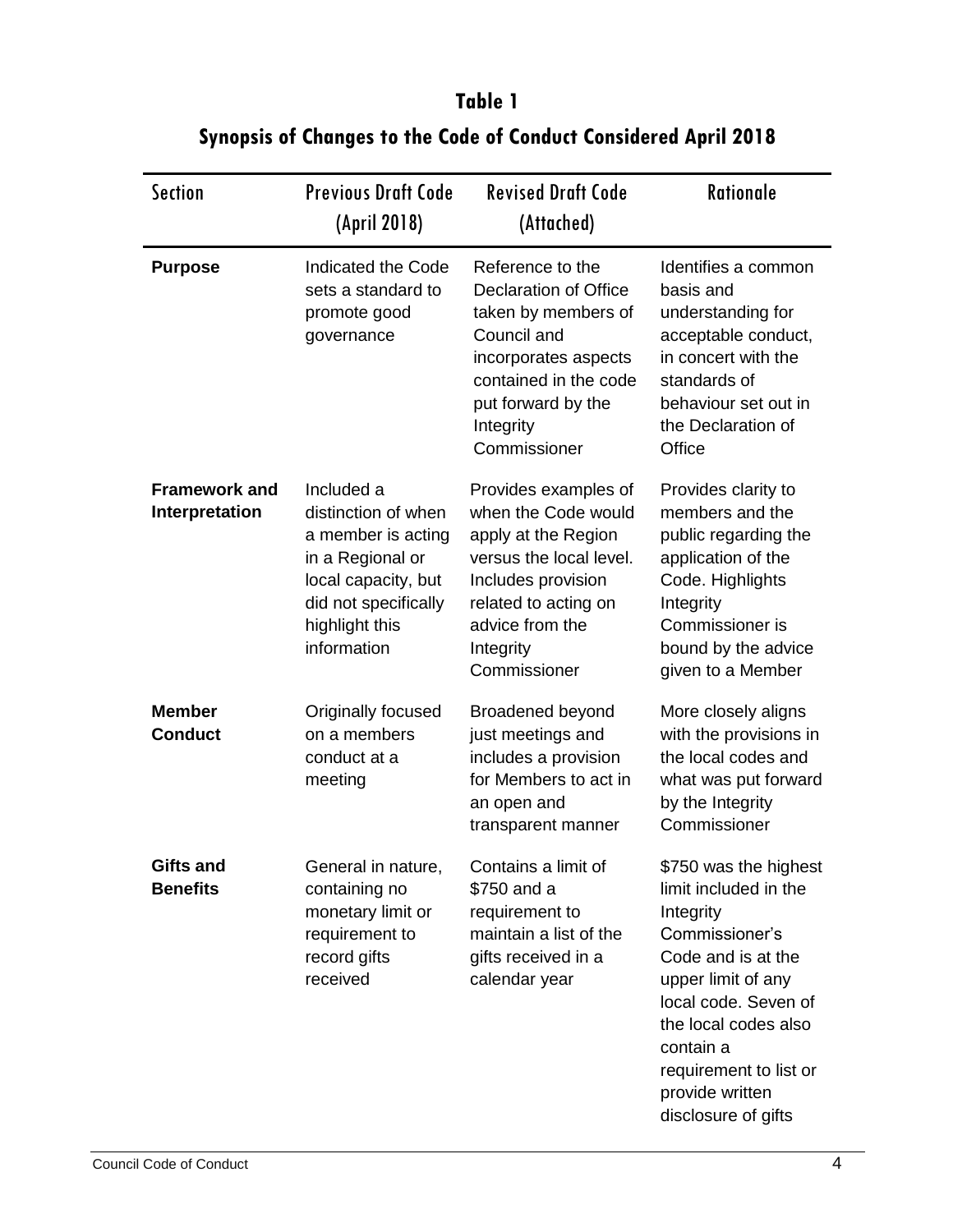## Table 1

## Synopsis of Changes to the Code of Conduct Considered April 2018

| Section | Previous Draft Code (April 2018) | Revised Draft Code (Attached) | Rationale |
|---|---|---|---|
| **Purpose** | Indicated the Code sets a standard to promote good governance | Reference to the Declaration of Office taken by members of Council and incorporates aspects contained in the code put forward by the Integrity Commissioner | Identifies a common basis and understanding for acceptable conduct, in concert with the standards of behaviour set out in the Declaration of Office |
| **Framework and Interpretation** | Included a distinction of when a member is acting in a Regional or local capacity, but did not specifically highlight this information | Provides examples of when the Code would apply at the Region versus the local level. Includes provision related to acting on advice from the Integrity Commissioner | Provides clarity to members and the public regarding the application of the Code. Highlights Integrity Commissioner is bound by the advice given to a Member |
| **Member Conduct** | Originally focused on a members conduct at a meeting | Broadened beyond just meetings and includes a provision for Members to act in an open and transparent manner | More closely aligns with the provisions in the local codes and what was put forward by the Integrity Commissioner |
| **Gifts and Benefits** | General in nature, containing no monetary limit or requirement to record gifts received | Contains a limit of $750 and a requirement to maintain a list of the gifts received in a calendar year | $750 was the highest limit included in the Integrity Commissioner's Code and is at the upper limit of any local code. Seven of the local codes also contain a requirement to list or provide written disclosure of gifts |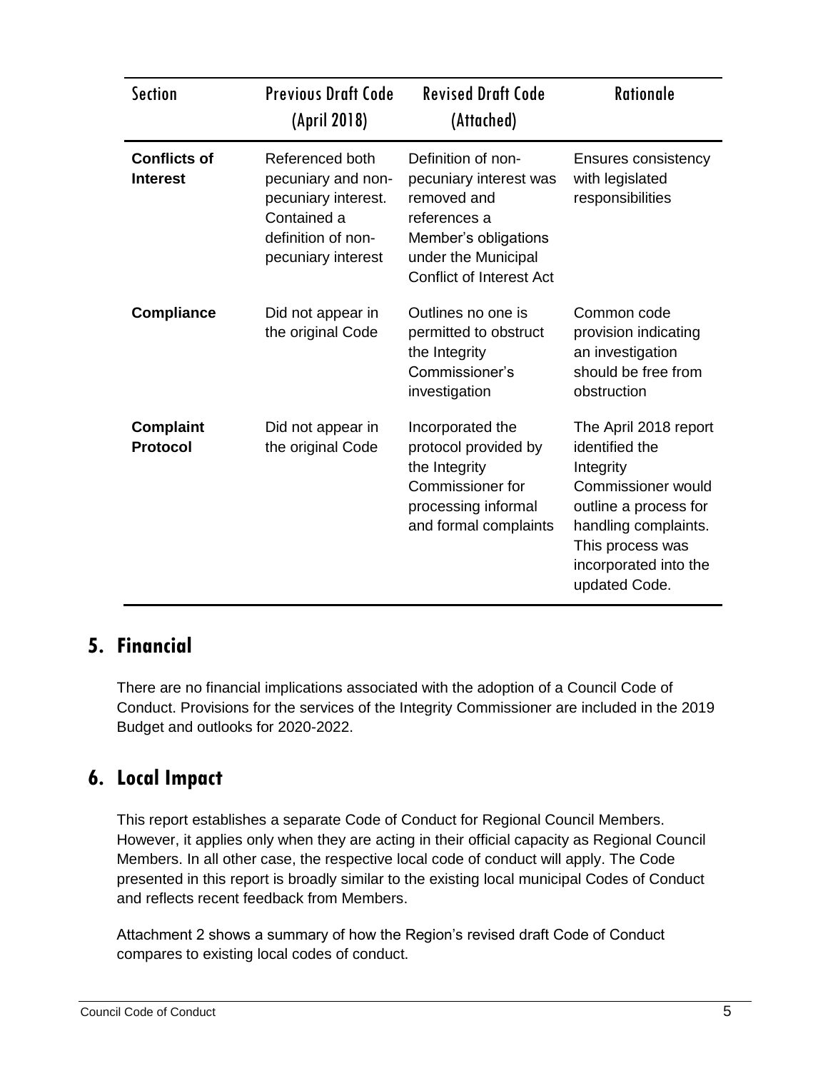| Section | Previous Draft Code (April 2018) | Revised Draft Code (Attached) | Rationale |
|---|---|---|---|
| **Conflicts of Interest** | Referenced both pecuniary and non-pecuniary interest. Contained a definition of non-pecuniary interest | Definition of non-pecuniary interest was removed and references a Member's obligations under the Municipal Conflict of Interest Act | Ensures consistency with legislated responsibilities |
| **Compliance** | Did not appear in the original Code | Outlines no one is permitted to obstruct the Integrity Commissioner's investigation | Common code provision indicating an investigation should be free from obstruction |
| **Complaint Protocol** | Did not appear in the original Code | Incorporated the protocol provided by the Integrity Commissioner for processing informal and formal complaints | The April 2018 report identified the Integrity Commissioner would outline a process for handling complaints. This process was incorporated into the updated Code. |

## 5. Financial

There are no financial implications associated with the adoption of a Council Code of Conduct. Provisions for the services of the Integrity Commissioner are included in the 2019 Budget and outlooks for 2020-2022.

## 6. Local Impact

This report establishes a separate Code of Conduct for Regional Council Members. However, it applies only when they are acting in their official capacity as Regional Council Members. In all other case, the respective local code of conduct will apply. The Code presented in this report is broadly similar to the existing local municipal Codes of Conduct and reflects recent feedback from Members.

Attachment 2 shows a summary of how the Region's revised draft Code of Conduct compares to existing local codes of conduct.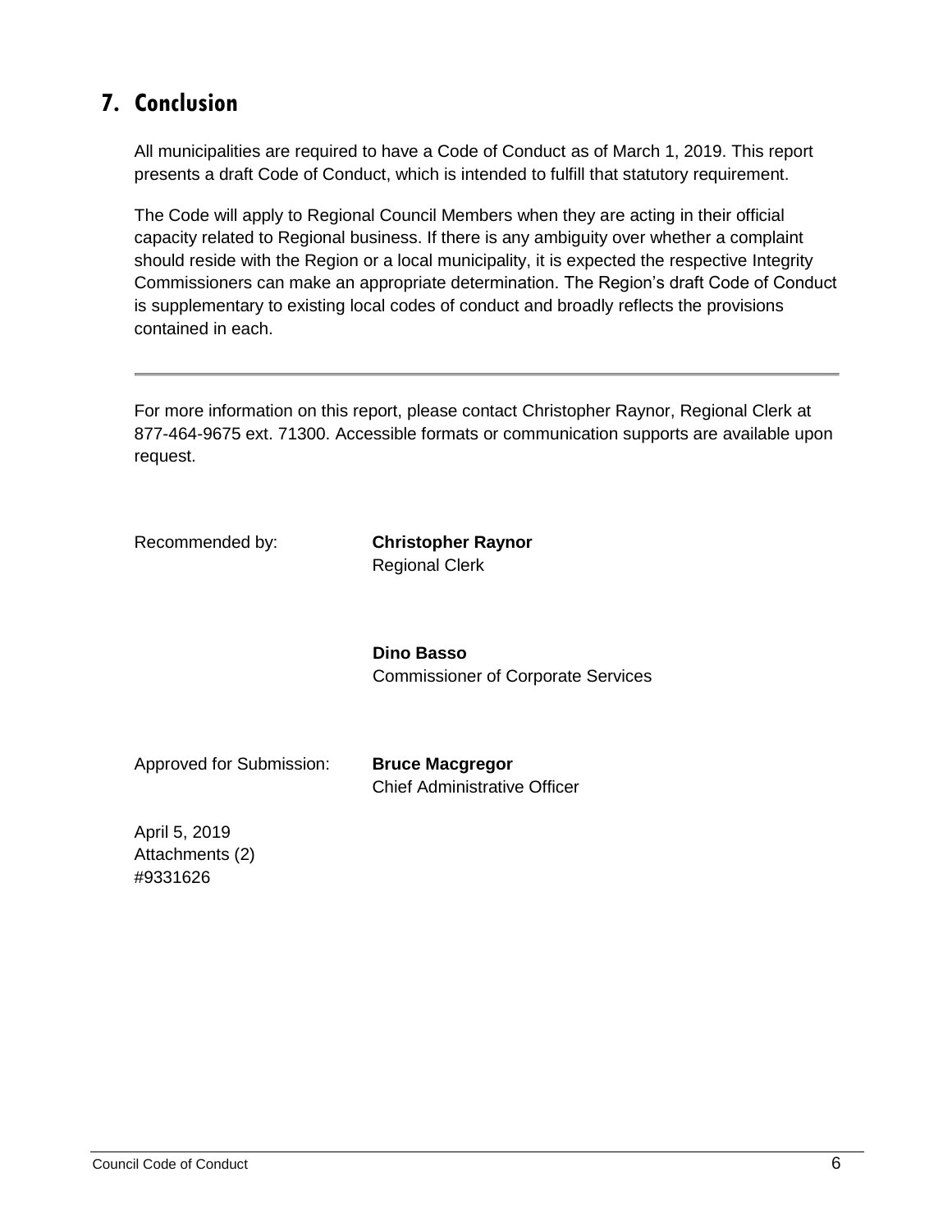## 7. Conclusion

All municipalities are required to have a Code of Conduct as of March 1, 2019. This report presents a draft Code of Conduct, which is intended to fulfill that statutory requirement.

The Code will apply to Regional Council Members when they are acting in their official capacity related to Regional business. If there is any ambiguity over whether a complaint should reside with the Region or a local municipality, it is expected the respective Integrity Commissioners can make an appropriate determination. The Region's draft Code of Conduct is supplementary to existing local codes of conduct and broadly reflects the provisions contained in each.

---

For more information on this report, please contact Christopher Raynor, Regional Clerk at 877-464-9675 ext. 71300. Accessible formats or communication supports are available upon request.

Recommended by: **Christopher Raynor**
Regional Clerk

**Dino Basso**
Commissioner of Corporate Services

Approved for Submission: **Bruce Macgregor**
Chief Administrative Officer

April 5, 2019
Attachments (2)
#9331626